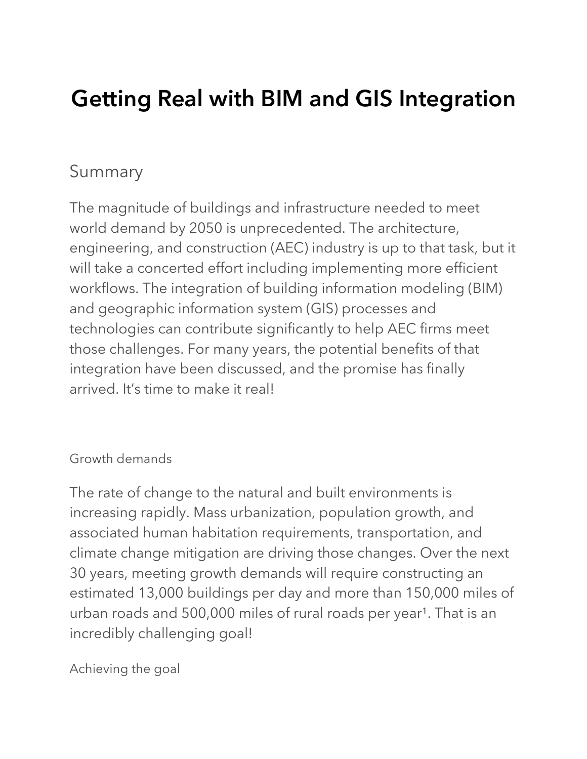# Getting Real with BIM and GIS Integration

## Summary

The magnitude of buildings and infrastructure needed to meet world demand by 2050 is unprecedented. The architecture, engineering, and construction (AEC) industry is up to that task, but it will take a concerted effort including implementing more efficient workflows. The integration of building information modeling (BIM) and geographic information system (GIS) processes and technologies can contribute significantly to help AEC firms meet those challenges. For many years, the potential benefits of that integration have been discussed, and the promise has finally arrived. It's time to make it real!

### Growth demands

The rate of change to the natural and built environments is increasing rapidly. Mass urbanization, population growth, and associated human habitation requirements, transportation, and climate change mitigation are driving those changes. Over the next 30 years, meeting growth demands will require constructing an estimated 13,000 buildings per day and more than 150,000 miles of urban roads and 500,000 miles of rural roads per year[1]. That is an incredibly challenging goal!

### Achieving the goal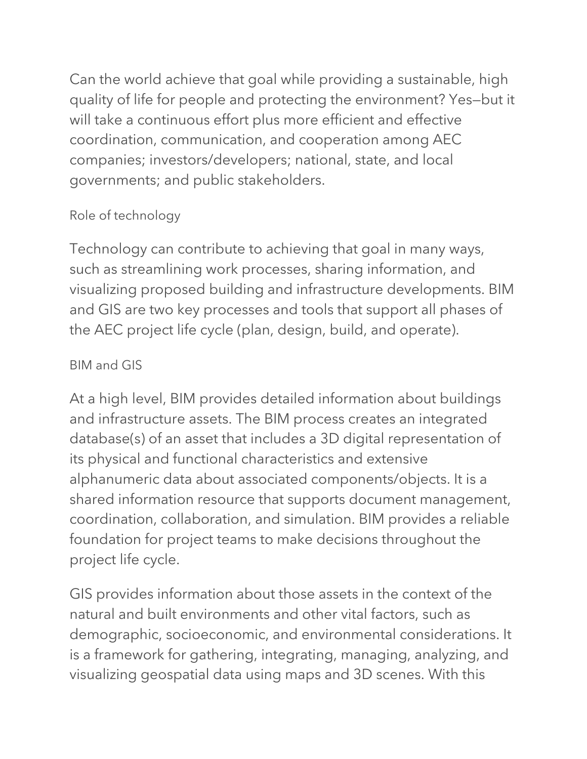Can the world achieve that goal while providing a sustainable, high quality of life for people and protecting the environment? Yes—but it will take a continuous effort plus more efficient and effective coordination, communication, and cooperation among AEC companies; investors/developers; national, state, and local governments; and public stakeholders.

## Role of technology

Technology can contribute to achieving that goal in many ways, such as streamlining work processes, sharing information, and visualizing proposed building and infrastructure developments. BIM and GIS are two key processes and tools that support all phases of the AEC project life cycle (plan, design, build, and operate).

## BIM and GIS

At a high level, BIM provides detailed information about buildings and infrastructure assets. The BIM process creates an integrated database(s) of an asset that includes a 3D digital representation of its physical and functional characteristics and extensive alphanumeric data about associated components/objects. It is a shared information resource that supports document management, coordination, collaboration, and simulation. BIM provides a reliable foundation for project teams to make decisions throughout the project life cycle.

GIS provides information about those assets in the context of the natural and built environments and other vital factors, such as demographic, socioeconomic, and environmental considerations. It is a framework for gathering, integrating, managing, analyzing, and visualizing geospatial data using maps and 3D scenes. With this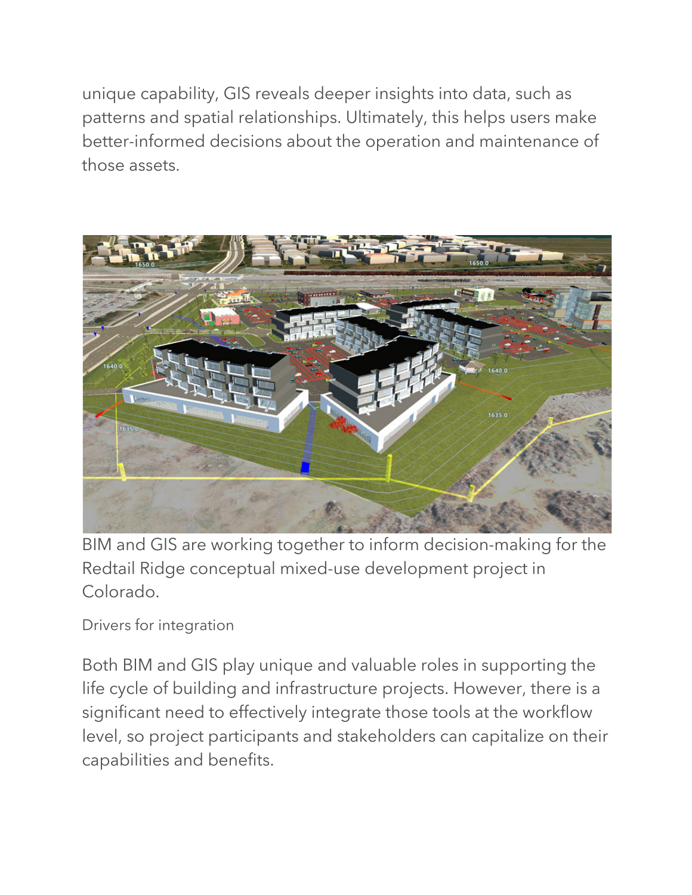unique capability, GIS reveals deeper insights into data, such as patterns and spatial relationships. Ultimately, this helps users make better-informed decisions about the operation and maintenance of those assets.

BIM and GIS are working together to inform decision-making for the Redtail Ridge conceptual mixed-use development project in Colorado.

## Drivers for integration

Both BIM and GIS play unique and valuable roles in supporting the life cycle of building and infrastructure projects. However, there is a significant need to effectively integrate those tools at the workflow level, so project participants and stakeholders can capitalize on their capabilities and benefits.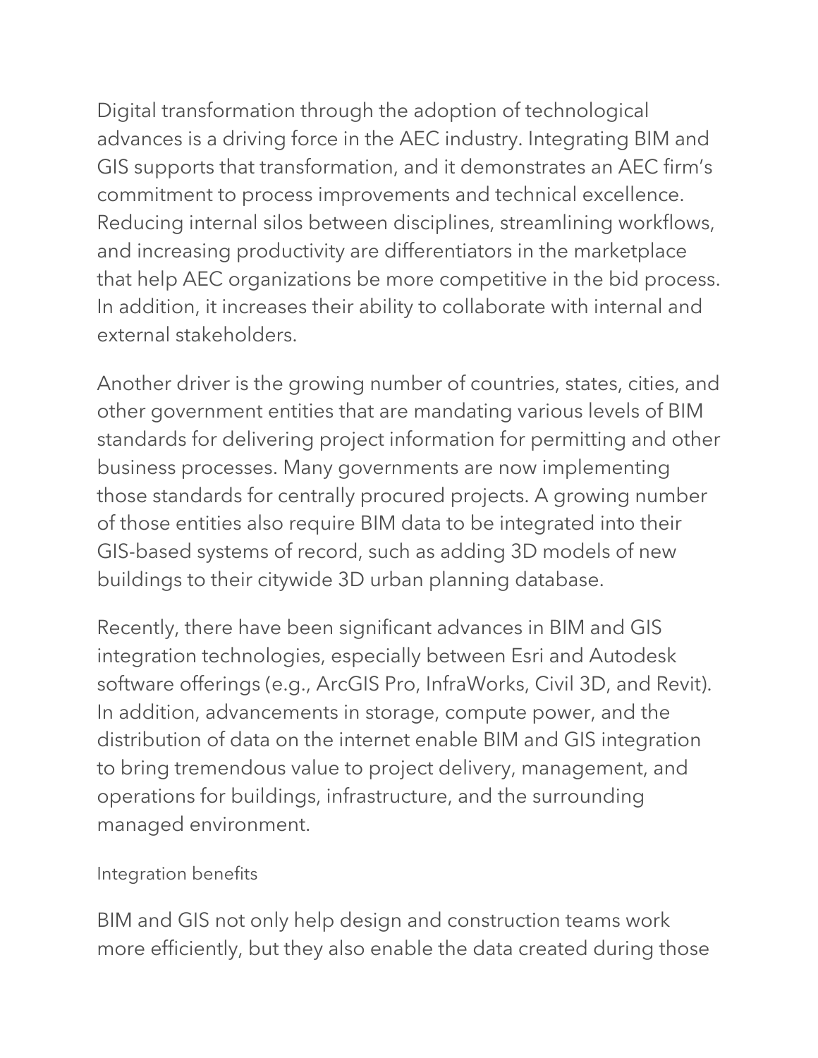Digital transformation through the adoption of technological advances is a driving force in the AEC industry. Integrating BIM and GIS supports that transformation, and it demonstrates an AEC firm's commitment to process improvements and technical excellence. Reducing internal silos between disciplines, streamlining workflows, and increasing productivity are differentiators in the marketplace that help AEC organizations be more competitive in the bid process. In addition, it increases their ability to collaborate with internal and external stakeholders.

Another driver is the growing number of countries, states, cities, and other government entities that are mandating various levels of BIM standards for delivering project information for permitting and other business processes. Many governments are now implementing those standards for centrally procured projects. A growing number of those entities also require BIM data to be integrated into their GIS-based systems of record, such as adding 3D models of new buildings to their citywide 3D urban planning database.

Recently, there have been significant advances in BIM and GIS integration technologies, especially between Esri and Autodesk software offerings (e.g., ArcGIS Pro, InfraWorks, Civil 3D, and Revit). In addition, advancements in storage, compute power, and the distribution of data on the internet enable BIM and GIS integration to bring tremendous value to project delivery, management, and operations for buildings, infrastructure, and the surrounding managed environment.

### Integration benefits

BIM and GIS not only help design and construction teams work more efficiently, but they also enable the data created during those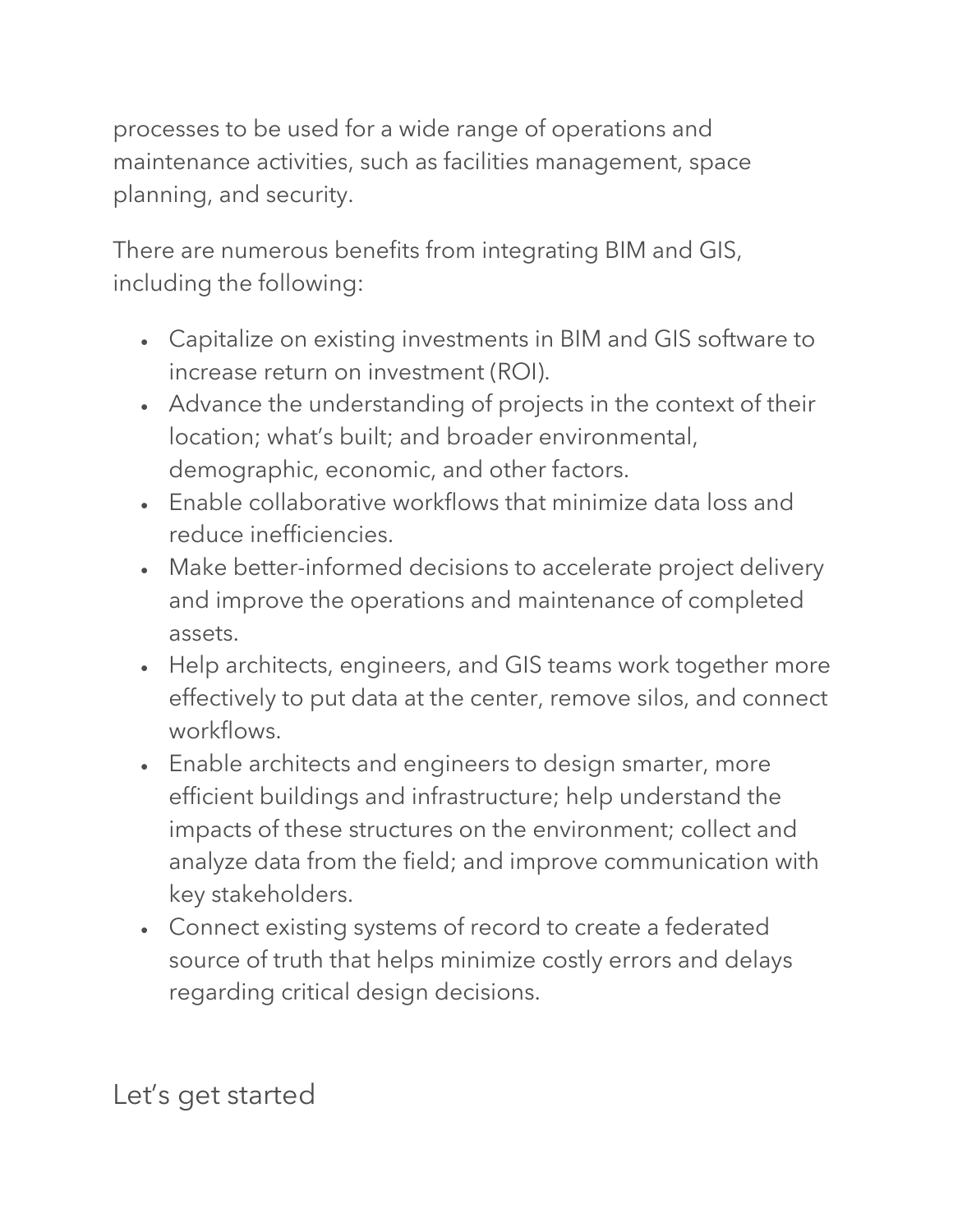processes to be used for a wide range of operations and maintenance activities, such as facilities management, space planning, and security.

There are numerous benefits from integrating BIM and GIS, including the following:

- Capitalize on existing investments in BIM and GIS software to increase return on investment (ROI).
- Advance the understanding of projects in the context of their location; what's built; and broader environmental, demographic, economic, and other factors.
- Enable collaborative workflows that minimize data loss and reduce inefficiencies.
- Make better-informed decisions to accelerate project delivery and improve the operations and maintenance of completed assets.
- Help architects, engineers, and GIS teams work together more effectively to put data at the center, remove silos, and connect workflows.
- Enable architects and engineers to design smarter, more efficient buildings and infrastructure; help understand the impacts of these structures on the environment; collect and analyze data from the field; and improve communication with key stakeholders.
- Connect existing systems of record to create a federated source of truth that helps minimize costly errors and delays regarding critical design decisions.

## Let's get started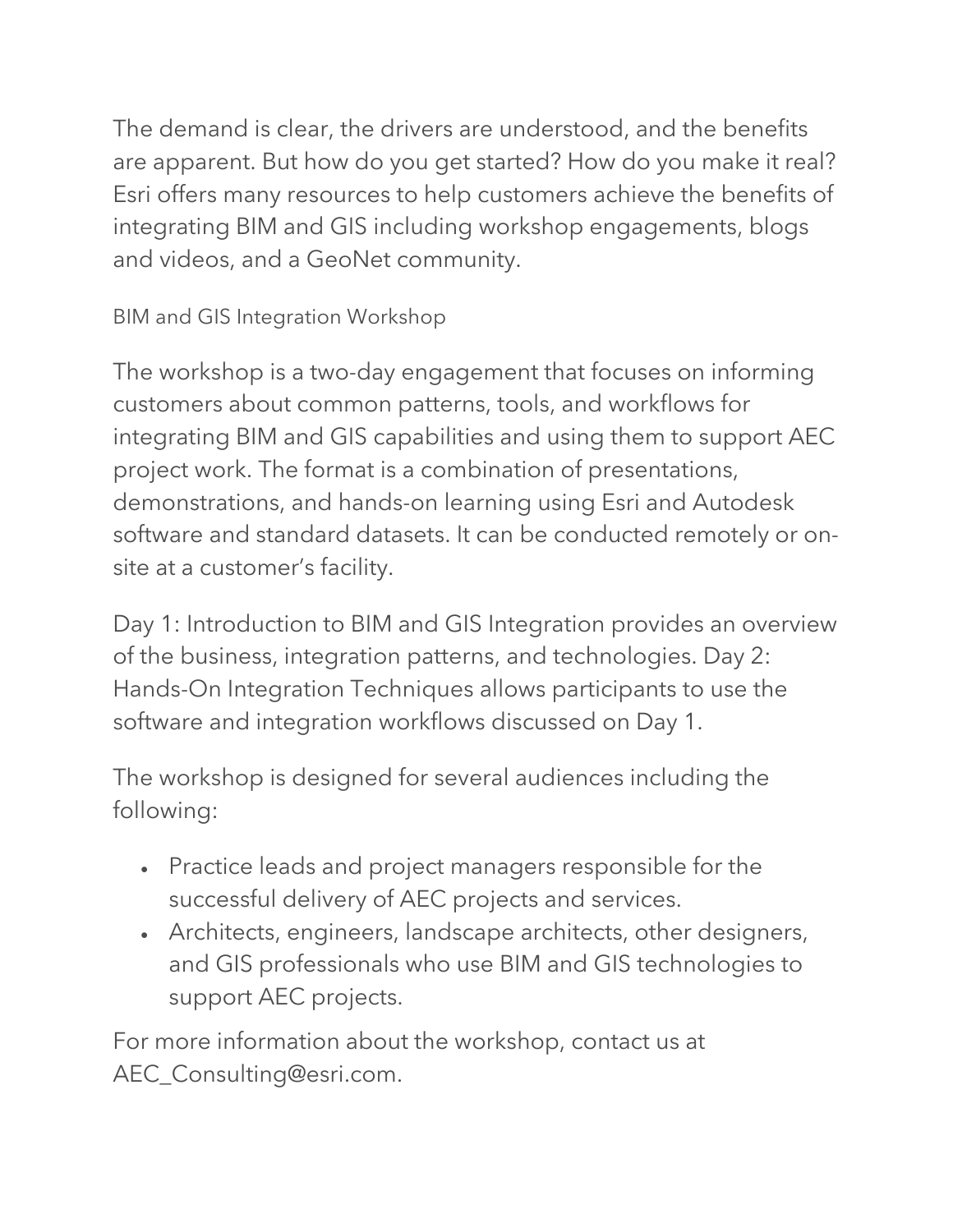The demand is clear, the drivers are understood, and the benefits are apparent. But how do you get started? How do you make it real? Esri offers many resources to help customers achieve the benefits of integrating BIM and GIS including workshop engagements, blogs and videos, and a GeoNet community.

### BIM and GIS Integration Workshop

The workshop is a two-day engagement that focuses on informing customers about common patterns, tools, and workflows for integrating BIM and GIS capabilities and using them to support AEC project work. The format is a combination of presentations, demonstrations, and hands-on learning using Esri and Autodesk software and standard datasets. It can be conducted remotely or on-site at a customer's facility.

Day 1: Introduction to BIM and GIS Integration provides an overview of the business, integration patterns, and technologies. Day 2: Hands-On Integration Techniques allows participants to use the software and integration workflows discussed on Day 1.

The workshop is designed for several audiences including the following:

- Practice leads and project managers responsible for the successful delivery of AEC projects and services.
- Architects, engineers, landscape architects, other designers, and GIS professionals who use BIM and GIS technologies to support AEC projects.

For more information about the workshop, contact us at AEC_Consulting@esri.com.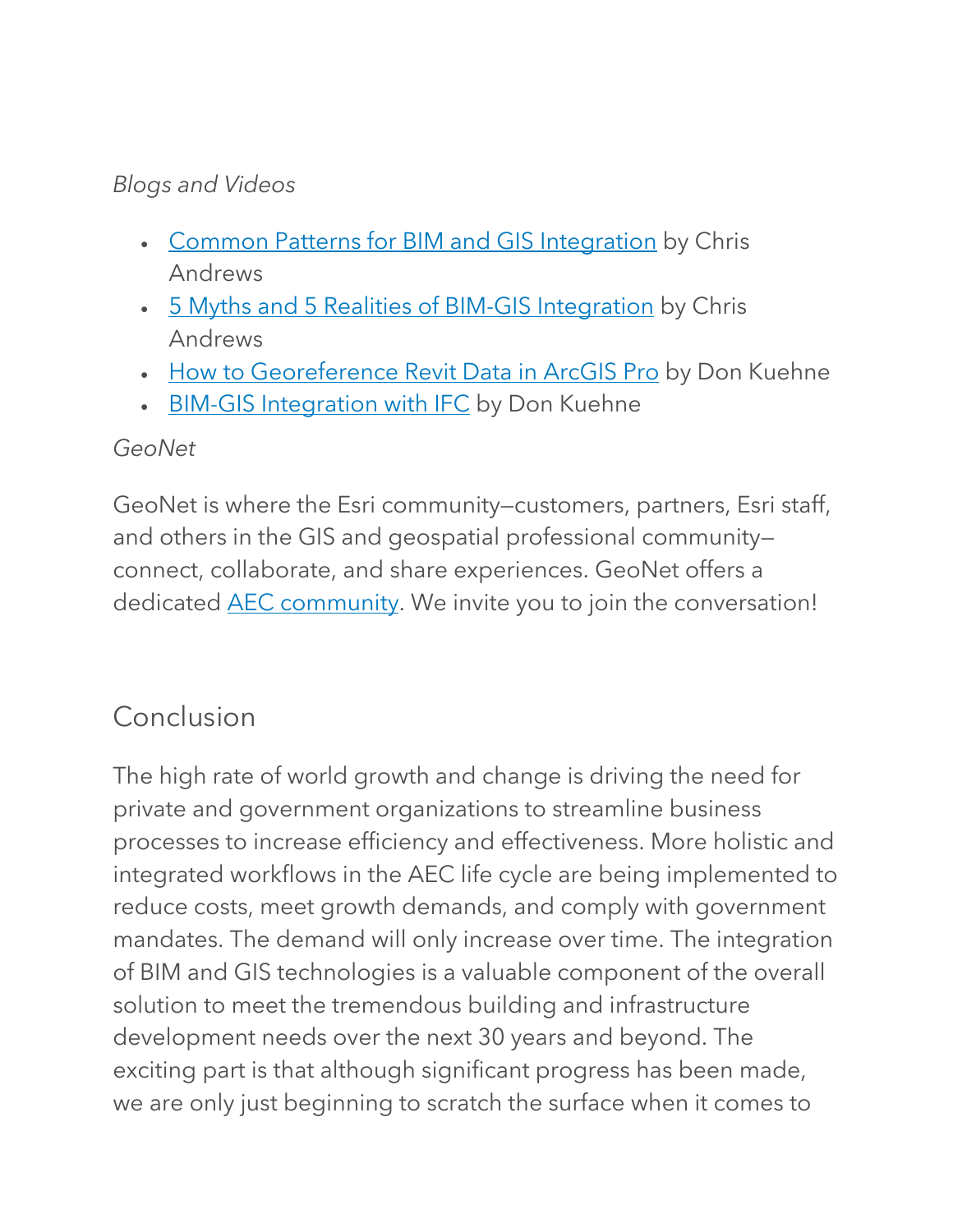*Blogs and Videos*

- Common Patterns for BIM and GIS Integration by Chris Andrews
- 5 Myths and 5 Realities of BIM-GIS Integration by Chris Andrews
- How to Georeference Revit Data in ArcGIS Pro by Don Kuehne
- BIM-GIS Integration with IFC by Don Kuehne

*GeoNet*

GeoNet is where the Esri community—customers, partners, Esri staff, and others in the GIS and geospatial professional community—connect, collaborate, and share experiences. GeoNet offers a dedicated AEC community. We invite you to join the conversation!

## Conclusion

The high rate of world growth and change is driving the need for private and government organizations to streamline business processes to increase efficiency and effectiveness. More holistic and integrated workflows in the AEC life cycle are being implemented to reduce costs, meet growth demands, and comply with government mandates. The demand will only increase over time. The integration of BIM and GIS technologies is a valuable component of the overall solution to meet the tremendous building and infrastructure development needs over the next 30 years and beyond. The exciting part is that although significant progress has been made, we are only just beginning to scratch the surface when it comes to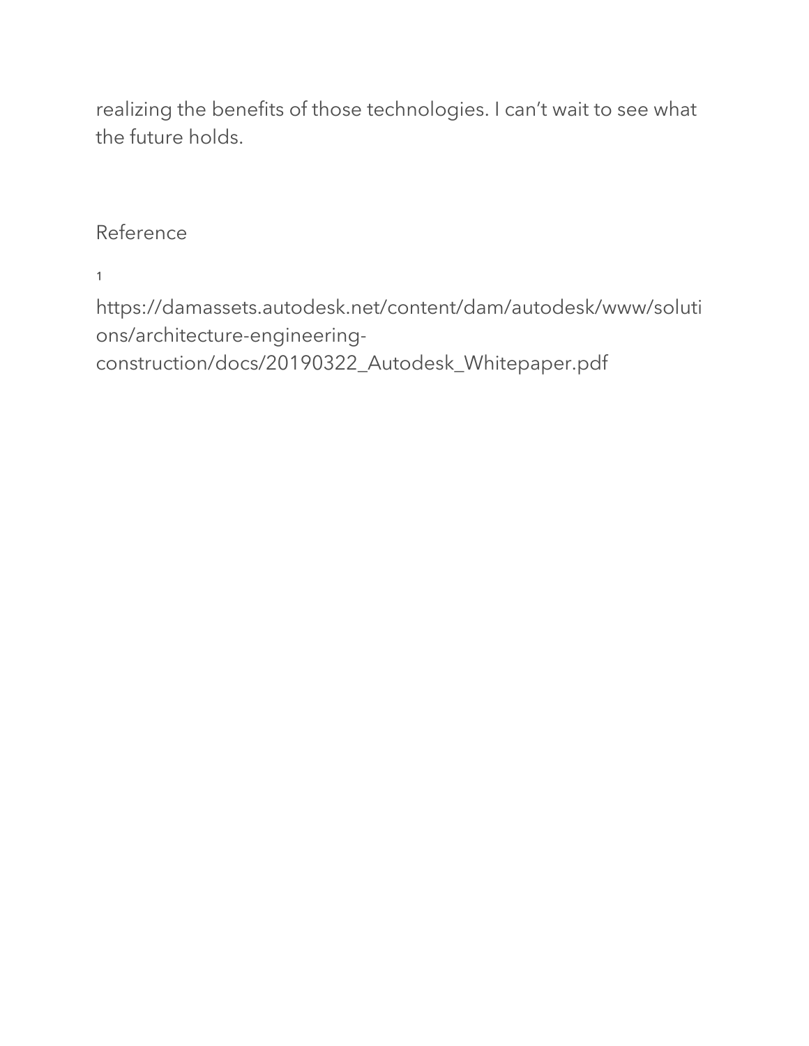realizing the benefits of those technologies. I can't wait to see what the future holds.

## Reference

1

https://damassets.autodesk.net/content/dam/autodesk/www/solutions/architecture-engineering-construction/docs/20190322_Autodesk_Whitepaper.pdf